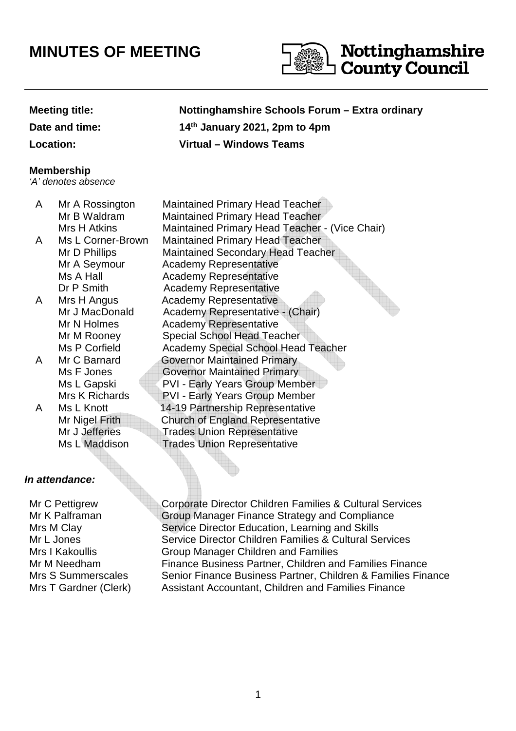# MINUTES OF MEETING

**Meeting title:** **Nottinghamshire Schools Forum – Extra ordinary**

**Date and time:** **14th January 2021, 2pm to 4pm**

**Location:** **Virtual – Windows Teams**

**Membership**

*'A' denotes absence*

| | | |
|---|---|---|
| A | Mr A Rossington | Maintained Primary Head Teacher |
| | Mr B Waldram | Maintained Primary Head Teacher |
| | Mrs H Atkins | Maintained Primary Head Teacher - (Vice Chair) |
| A | Ms L Corner-Brown | Maintained Primary Head Teacher |
| | Mr D Phillips | Maintained Secondary Head Teacher |
| | Mr A Seymour | Academy Representative |
| | Ms A Hall | Academy Representative |
| | Dr P Smith | Academy Representative |
| A | Mrs H Angus | Academy Representative |
| | Mr J MacDonald | Academy Representative - (Chair) |
| | Mr N Holmes | Academy Representative |
| | Mr M Rooney | Special School Head Teacher |
| | Ms P Corfield | Academy Special School Head Teacher |
| A | Mr C Barnard | Governor Maintained Primary |
| | Ms F Jones | Governor Maintained Primary |
| | Ms L Gapski | PVI - Early Years Group Member |
| | Mrs K Richards | PVI - Early Years Group Member |
| A | Ms L Knott | 14-19 Partnership Representative |
| | Mr Nigel Frith | Church of England Representative |
| | Mr J Jefferies | Trades Union Representative |
| | Ms L Maddison | Trades Union Representative |

***In attendance:***

| | |
|---|---|
| Mr C Pettigrew | Corporate Director Children Families & Cultural Services |
| Mr K Palframan | Group Manager Finance Strategy and Compliance |
| Mrs M Clay | Service Director Education, Learning and Skills |
| Mr L Jones | Service Director Children Families & Cultural Services |
| Mrs I Kakoullis | Group Manager Children and Families |
| Mr M Needham | Finance Business Partner, Children and Families Finance |
| Mrs S Summerscales | Senior Finance Business Partner, Children & Families Finance |
| Mrs T Gardner (Clerk) | Assistant Accountant, Children and Families Finance |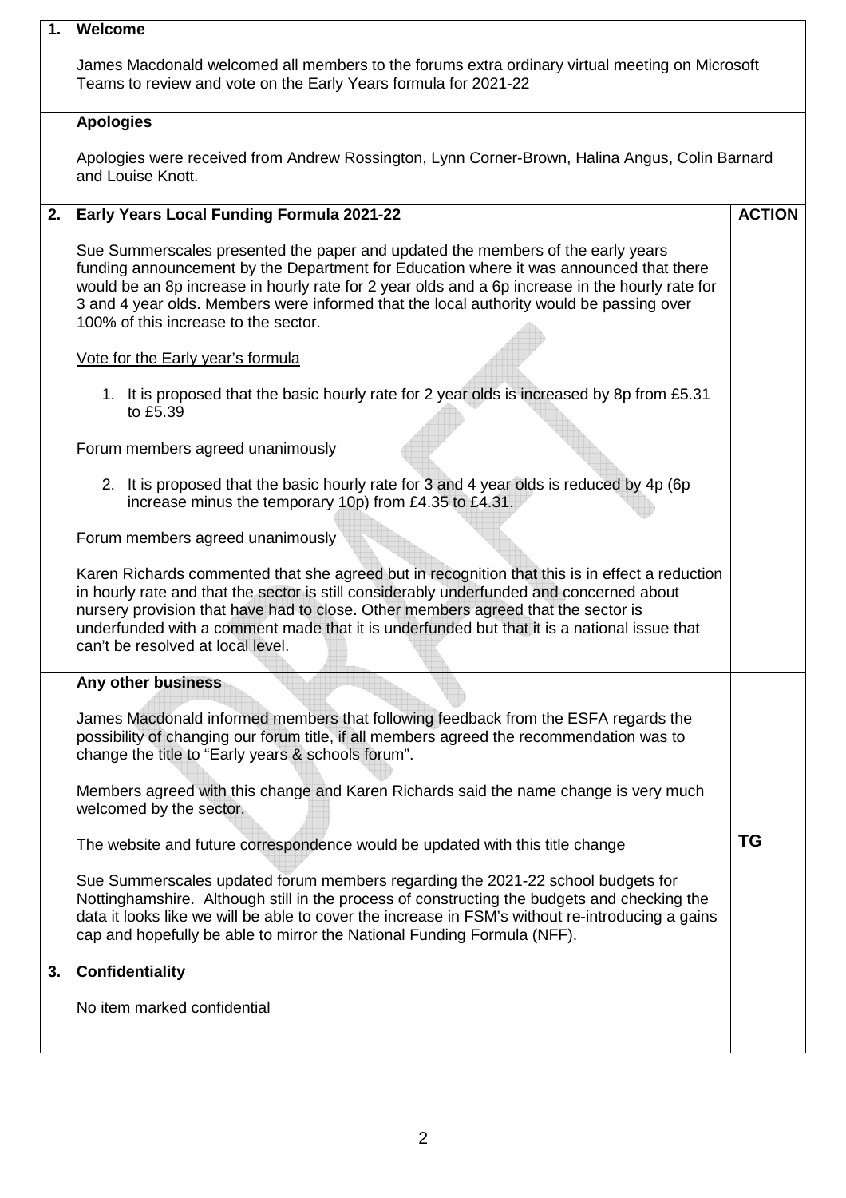| | | |
|---|---|---|
| **1.** | **Welcome**<br><br>James Macdonald welcomed all members to the forums extra ordinary virtual meeting on Microsoft Teams to review and vote on the Early Years formula for 2021-22 | |
| | **Apologies**<br><br>Apologies were received from Andrew Rossington, Lynn Corner-Brown, Halina Angus, Colin Barnard and Louise Knott. | |
| **2.** | **Early Years Local Funding Formula 2021-22**<br><br>Sue Summerscales presented the paper and updated the members of the early years funding announcement by the Department for Education where it was announced that there would be an 8p increase in hourly rate for 2 year olds and a 6p increase in the hourly rate for 3 and 4 year olds. Members were informed that the local authority would be passing over 100% of this increase to the sector.<br><br>Vote for the Early year's formula<br><br>1. It is proposed that the basic hourly rate for 2 year olds is increased by 8p from £5.31 to £5.39<br><br>Forum members agreed unanimously<br><br>2. It is proposed that the basic hourly rate for 3 and 4 year olds is reduced by 4p (6p increase minus the temporary 10p) from £4.35 to £4.31.<br><br>Forum members agreed unanimously<br><br>Karen Richards commented that she agreed but in recognition that this is in effect a reduction in hourly rate and that the sector is still considerably underfunded and concerned about nursery provision that have had to close. Other members agreed that the sector is underfunded with a comment made that it is underfunded but that it is a national issue that can't be resolved at local level. | **ACTION** |
| | **Any other business**<br><br>James Macdonald informed members that following feedback from the ESFA regards the possibility of changing our forum title, if all members agreed the recommendation was to change the title to "Early years & schools forum".<br><br>Members agreed with this change and Karen Richards said the name change is very much welcomed by the sector.<br><br>The website and future correspondence would be updated with this title change<br><br>Sue Summerscales updated forum members regarding the 2021-22 school budgets for Nottinghamshire. Although still in the process of constructing the budgets and checking the data it looks like we will be able to cover the increase in FSM's without re-introducing a gains cap and hopefully be able to mirror the National Funding Formula (NFF). | **TG** |
| **3.** | **Confidentiality**<br><br>No item marked confidential | |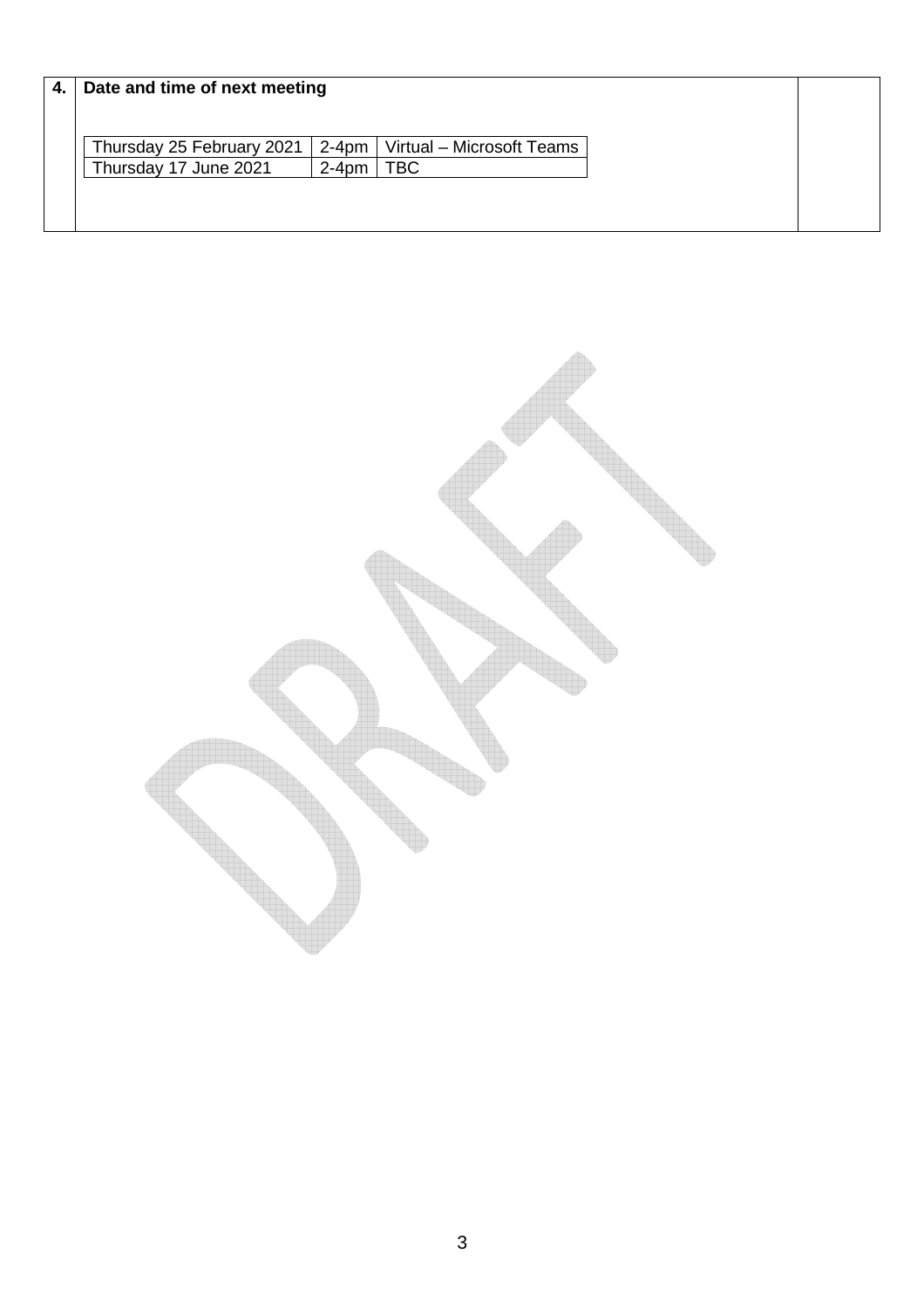**4. Date and time of next meeting**

| | | |
|---|---|---|
| Thursday 25 February 2021 | 2-4pm | Virtual – Microsoft Teams |
| Thursday 17 June 2021 | 2-4pm | TBC |